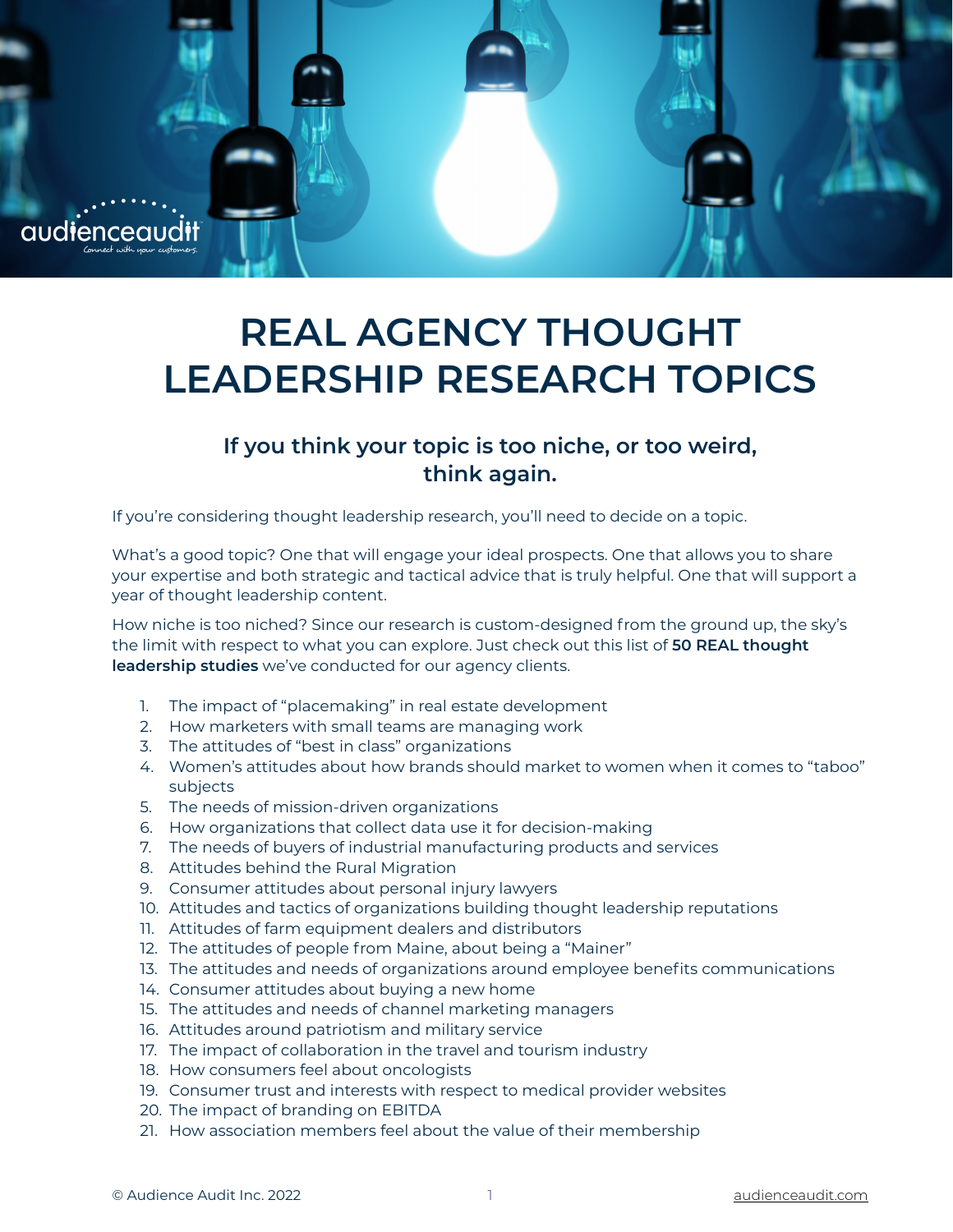# REAL AGENCY THOUGHT LEADERSHIP RESEARCH TOPICS

## If you think your topic is too niche, or too weird, think again.

If you're considering thought leadership research, you'll need to decide on a topic.

What's a good topic? One that will engage your ideal prospects. One that allows you to share your expertise and both strategic and tactical advice that is truly helpful. One that will support a year of thought leadership content.

How niche is too niched? Since our research is custom-designed from the ground up, the sky's the limit with respect to what you can explore. Just check out this list of **50 REAL thought leadership studies** we've conducted for our agency clients.

1. The impact of "placemaking" in real estate development
2. How marketers with small teams are managing work
3. The attitudes of "best in class" organizations
4. Women's attitudes about how brands should market to women when it comes to "taboo" subjects
5. The needs of mission-driven organizations
6. How organizations that collect data use it for decision-making
7. The needs of buyers of industrial manufacturing products and services
8. Attitudes behind the Rural Migration
9. Consumer attitudes about personal injury lawyers
10. Attitudes and tactics of organizations building thought leadership reputations
11. Attitudes of farm equipment dealers and distributors
12. The attitudes of people from Maine, about being a "Mainer"
13. The attitudes and needs of organizations around employee benefits communications
14. Consumer attitudes about buying a new home
15. The attitudes and needs of channel marketing managers
16. Attitudes around patriotism and military service
17. The impact of collaboration in the travel and tourism industry
18. How consumers feel about oncologists
19. Consumer trust and interests with respect to medical provider websites
20. The impact of branding on EBITDA
21. How association members feel about the value of their membership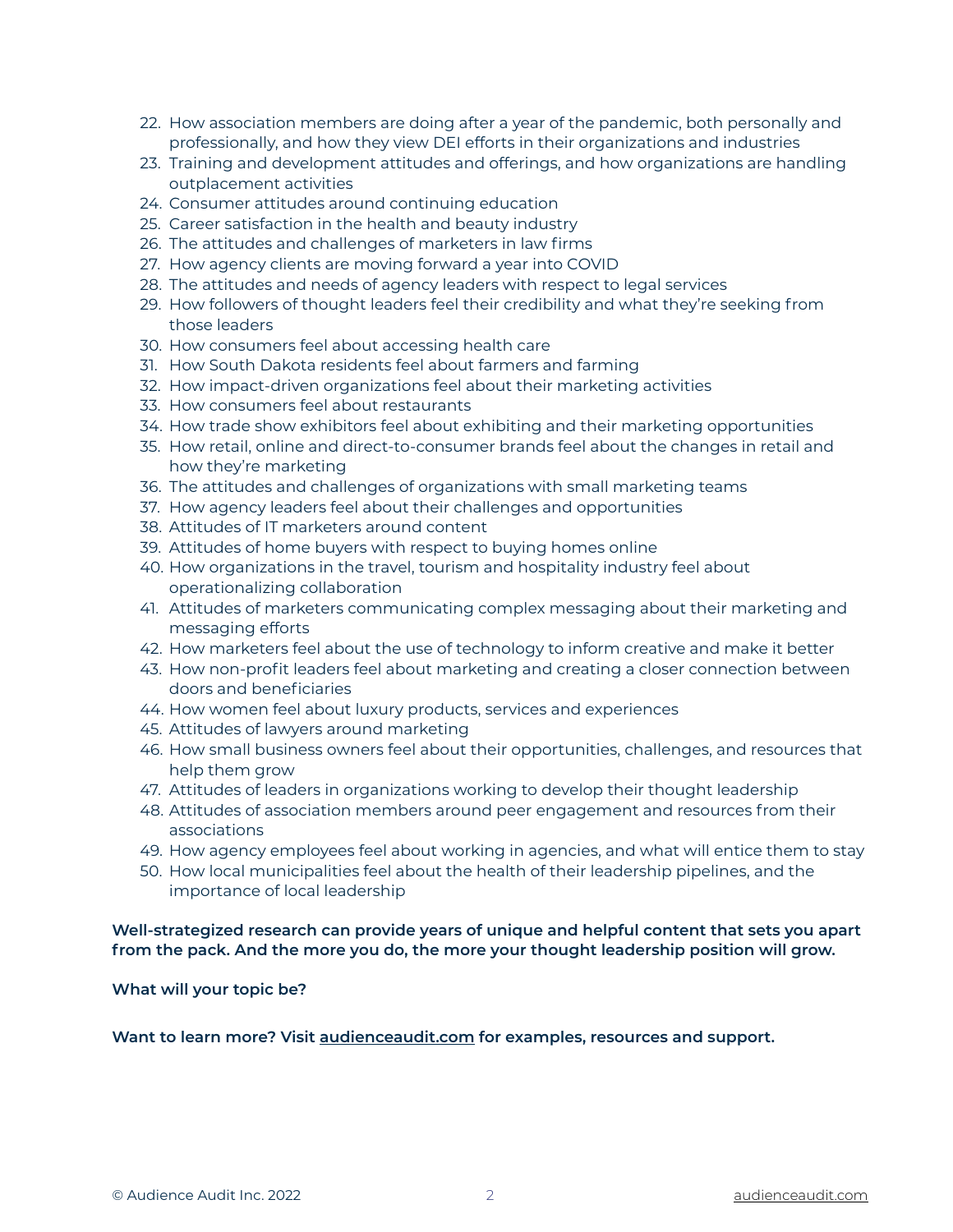22. How association members are doing after a year of the pandemic, both personally and professionally, and how they view DEI efforts in their organizations and industries
23. Training and development attitudes and offerings, and how organizations are handling outplacement activities
24. Consumer attitudes around continuing education
25. Career satisfaction in the health and beauty industry
26. The attitudes and challenges of marketers in law firms
27. How agency clients are moving forward a year into COVID
28. The attitudes and needs of agency leaders with respect to legal services
29. How followers of thought leaders feel their credibility and what they're seeking from those leaders
30. How consumers feel about accessing health care
31. How South Dakota residents feel about farmers and farming
32. How impact-driven organizations feel about their marketing activities
33. How consumers feel about restaurants
34. How trade show exhibitors feel about exhibiting and their marketing opportunities
35. How retail, online and direct-to-consumer brands feel about the changes in retail and how they're marketing
36. The attitudes and challenges of organizations with small marketing teams
37. How agency leaders feel about their challenges and opportunities
38. Attitudes of IT marketers around content
39. Attitudes of home buyers with respect to buying homes online
40. How organizations in the travel, tourism and hospitality industry feel about operationalizing collaboration
41. Attitudes of marketers communicating complex messaging about their marketing and messaging efforts
42. How marketers feel about the use of technology to inform creative and make it better
43. How non-profit leaders feel about marketing and creating a closer connection between doors and beneficiaries
44. How women feel about luxury products, services and experiences
45. Attitudes of lawyers around marketing
46. How small business owners feel about their opportunities, challenges, and resources that help them grow
47. Attitudes of leaders in organizations working to develop their thought leadership
48. Attitudes of association members around peer engagement and resources from their associations
49. How agency employees feel about working in agencies, and what will entice them to stay
50. How local municipalities feel about the health of their leadership pipelines, and the importance of local leadership

**Well-strategized research can provide years of unique and helpful content that sets you apart from the pack. And the more you do, the more your thought leadership position will grow.**

**What will your topic be?**

**Want to learn more? Visit audienceaudit.com for examples, resources and support.**

© Audience Audit Inc. 2022